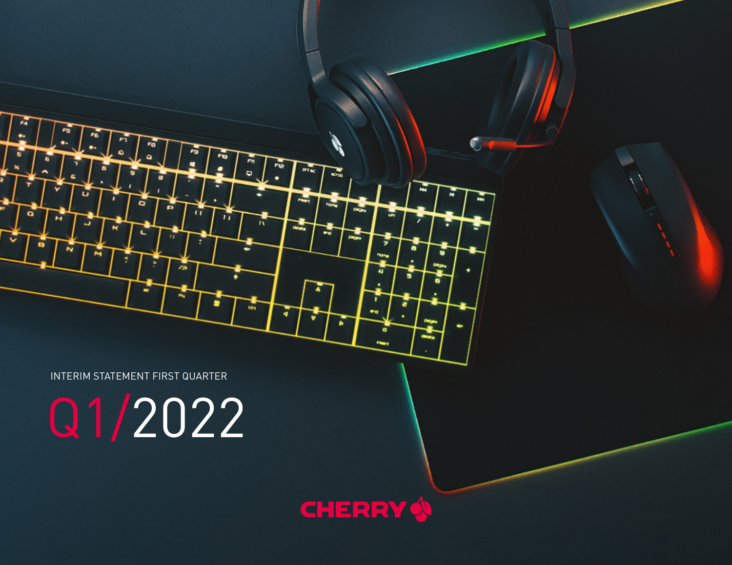INTERIM STATEMENT FIRST QUARTER

# Q1/2022

CHERRY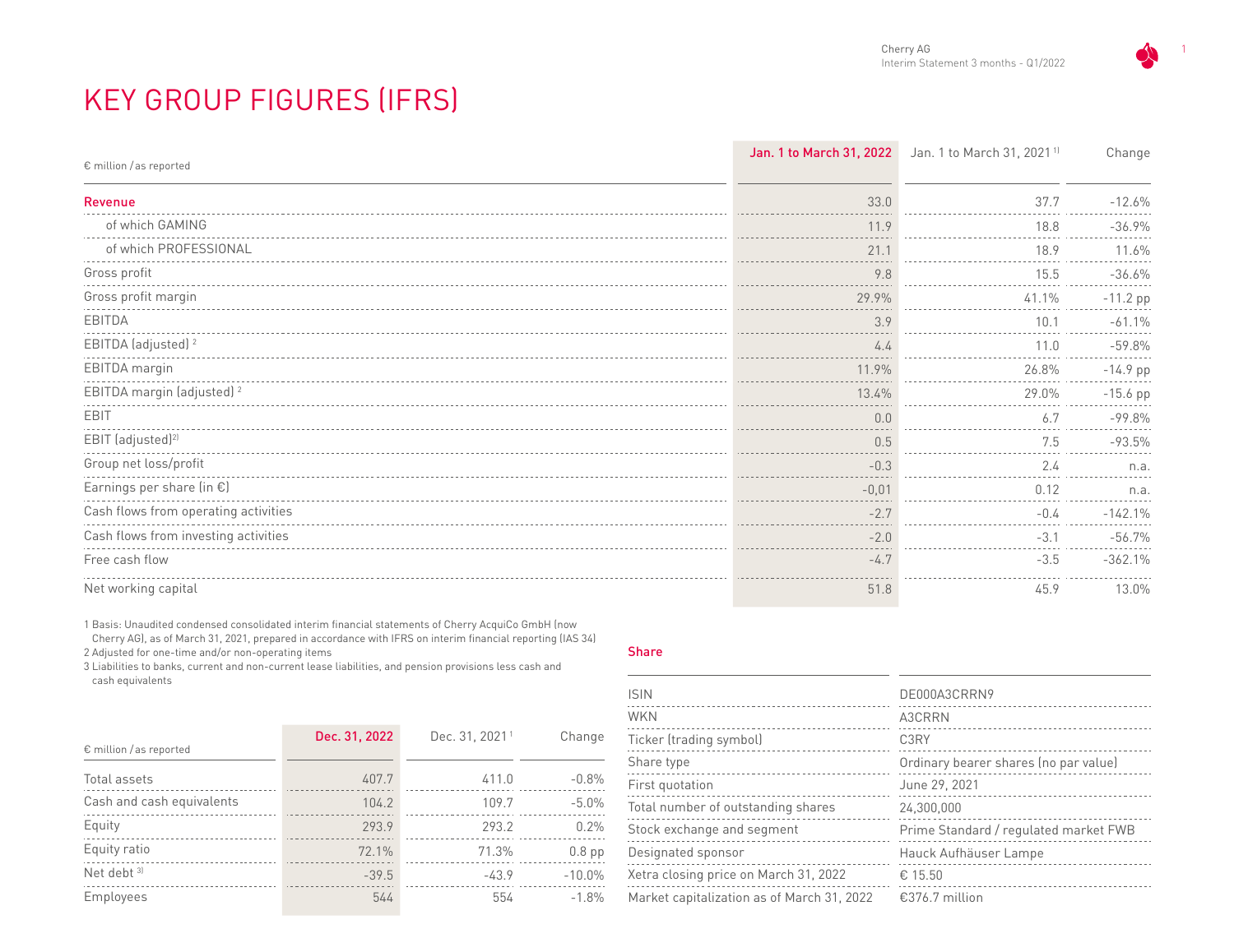# KEY GROUP FIGURES (IFRS)

| € million / as reported | Jan. 1 to March 31, 2022 | Jan. 1 to March 31, 2021 [1] | Change |
|---|---|---|---|
| **Revenue** | 33.0 | 37.7 | -12.6% |
| of which GAMING | 11.9 | 18.8 | -36.9% |
| of which PROFESSIONAL | 21.1 | 18.9 | 11.6% |
| Gross profit | 9.8 | 15.5 | -36.6% |
| Gross profit margin | 29.9% | 41.1% | -11.2 pp |
| EBITDA | 3.9 | 10.1 | -61.1% |
| EBITDA (adjusted) [2] | 4.4 | 11.0 | -59.8% |
| EBITDA margin | 11.9% | 26.8% | -14.9 pp |
| EBITDA margin (adjusted) [2] | 13.4% | 29.0% | -15.6 pp |
| EBIT | 0.0 | 6.7 | -99.8% |
| EBIT (adjusted) [2] | 0.5 | 7.5 | -93.5% |
| Group net loss/profit | -0.3 | 2.4 | n.a. |
| Earnings per share (in €) | -0,01 | 0.12 | n.a. |
| Cash flows from operating activities | -2.7 | -0.4 | -142.1% |
| Cash flows from investing activities | -2.0 | -3.1 | -56.7% |
| Free cash flow | -4.7 | -3.5 | -362.1% |
| Net working capital | 51.8 | 45.9 | 13.0% |

1 Basis: Unaudited condensed consolidated interim financial statements of Cherry AcquiCo GmbH (now Cherry AG), as of March 31, 2021, prepared in accordance with IFRS on interim financial reporting (IAS 34)
2 Adjusted for one-time and/or non-operating items
3 Liabilities to banks, current and non-current lease liabilities, and pension provisions less cash and cash equivalents

| € million / as reported | Dec. 31, 2022 | Dec. 31, 2021 [1] | Change |
|---|---|---|---|
| Total assets | 407.7 | 411.0 | -0.8% |
| Cash and cash equivalents | 104.2 | 109.7 | -5.0% |
| Equity | 293.9 | 293.2 | 0.2% |
| Equity ratio | 72.1% | 71.3% | 0.8 pp |
| Net debt [3] | -39.5 | -43.9 | -10.0% |
| Employees | 544 | 554 | -1.8% |

## Share

| | |
|---|---|
| ISIN | DE000A3CRRN9 |
| WKN | A3CRRN |
| Ticker (trading symbol) | C3RY |
| Share type | Ordinary bearer shares (no par value) |
| First quotation | June 29, 2021 |
| Total number of outstanding shares | 24,300,000 |
| Stock exchange and segment | Prime Standard / regulated market FWB |
| Designated sponsor | Hauck Aufhäuser Lampe |
| Xetra closing price on March 31, 2022 | € 15.50 |
| Market capitalization as of March 31, 2022 | €376.7 million |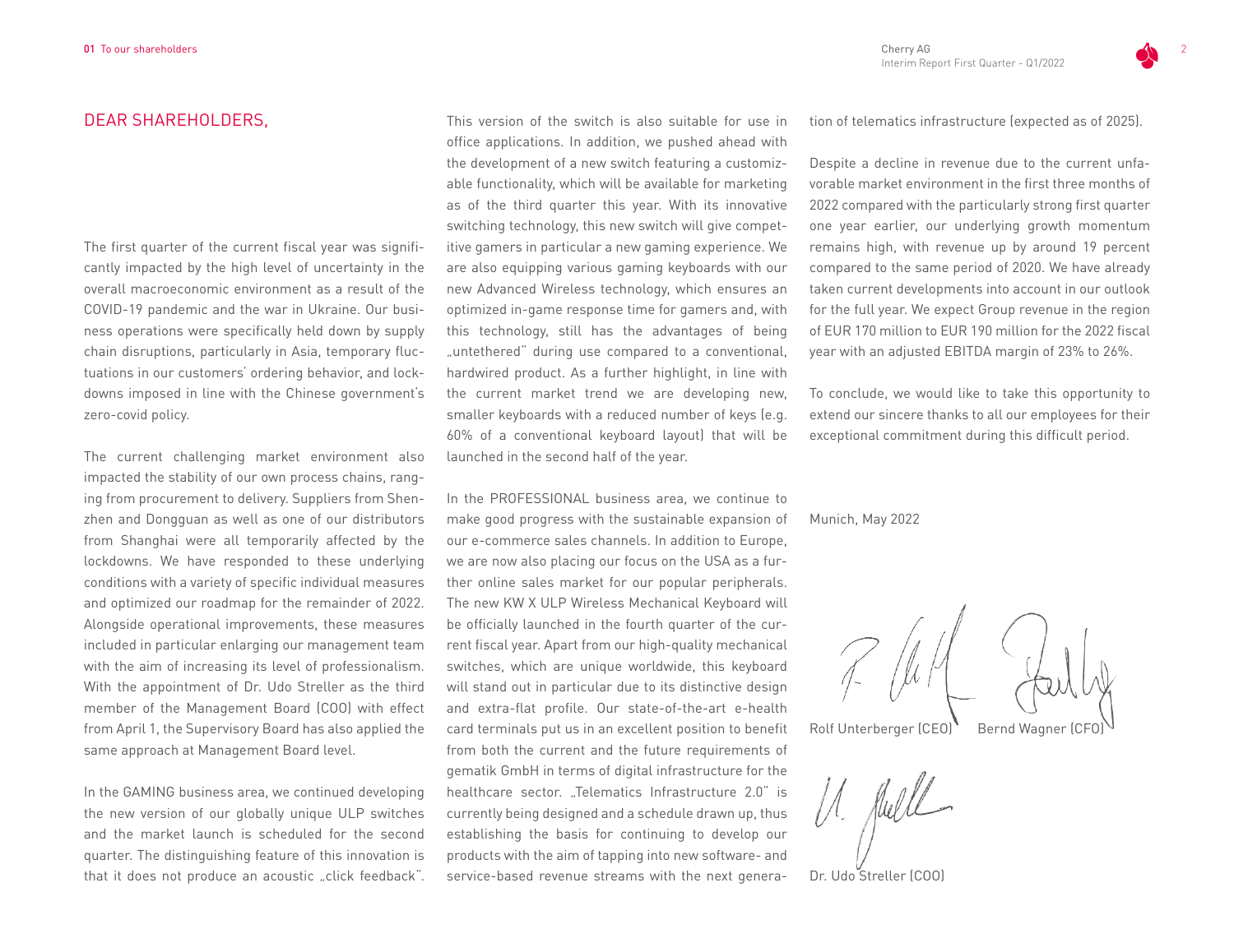# DEAR SHAREHOLDERS,

The first quarter of the current fiscal year was significantly impacted by the high level of uncertainty in the overall macroeconomic environment as a result of the COVID-19 pandemic and the war in Ukraine. Our business operations were specifically held down by supply chain disruptions, particularly in Asia, temporary fluctuations in our customers' ordering behavior, and lockdowns imposed in line with the Chinese government's zero-covid policy.

The current challenging market environment also impacted the stability of our own process chains, ranging from procurement to delivery. Suppliers from Shenzhen and Dongguan as well as one of our distributors from Shanghai were all temporarily affected by the lockdowns. We have responded to these underlying conditions with a variety of specific individual measures and optimized our roadmap for the remainder of 2022. Alongside operational improvements, these measures included in particular enlarging our management team with the aim of increasing its level of professionalism. With the appointment of Dr. Udo Streller as the third member of the Management Board (COO) with effect from April 1, the Supervisory Board has also applied the same approach at Management Board level.

In the GAMING business area, we continued developing the new version of our globally unique ULP switches and the market launch is scheduled for the second quarter. The distinguishing feature of this innovation is that it does not produce an acoustic „click feedback". This version of the switch is also suitable for use in office applications. In addition, we pushed ahead with the development of a new switch featuring a customizable functionality, which will be available for marketing as of the third quarter this year. With its innovative switching technology, this new switch will give competitive gamers in particular a new gaming experience. We are also equipping various gaming keyboards with our new Advanced Wireless technology, which ensures an optimized in-game response time for gamers and, with this technology, still has the advantages of being „untethered" during use compared to a conventional, hardwired product. As a further highlight, in line with the current market trend we are developing new, smaller keyboards with a reduced number of keys (e.g. 60% of a conventional keyboard layout) that will be launched in the second half of the year.

In the PROFESSIONAL business area, we continue to make good progress with the sustainable expansion of our e-commerce sales channels. In addition to Europe, we are now also placing our focus on the USA as a further online sales market for our popular peripherals. The new KW X ULP Wireless Mechanical Keyboard will be officially launched in the fourth quarter of the current fiscal year. Apart from our high-quality mechanical switches, which are unique worldwide, this keyboard will stand out in particular due to its distinctive design and extra-flat profile. Our state-of-the-art e-health card terminals put us in an excellent position to benefit from both the current and the future requirements of gematik GmbH in terms of digital infrastructure for the healthcare sector. „Telematics Infrastructure 2.0" is currently being designed and a schedule drawn up, thus establishing the basis for continuing to develop our products with the aim of tapping into new software- and service-based revenue streams with the next generation of telematics infrastructure (expected as of 2025).

Despite a decline in revenue due to the current unfavorable market environment in the first three months of 2022 compared with the particularly strong first quarter one year earlier, our underlying growth momentum remains high, with revenue up by around 19 percent compared to the same period of 2020. We have already taken current developments into account in our outlook for the full year. We expect Group revenue in the region of EUR 170 million to EUR 190 million for the 2022 fiscal year with an adjusted EBITDA margin of 23% to 26%.

To conclude, we would like to take this opportunity to extend our sincere thanks to all our employees for their exceptional commitment during this difficult period.

Munich, May 2022

Rolf Unterberger (CEO) Bernd Wagner (CFO)

Dr. Udo Streller (COO)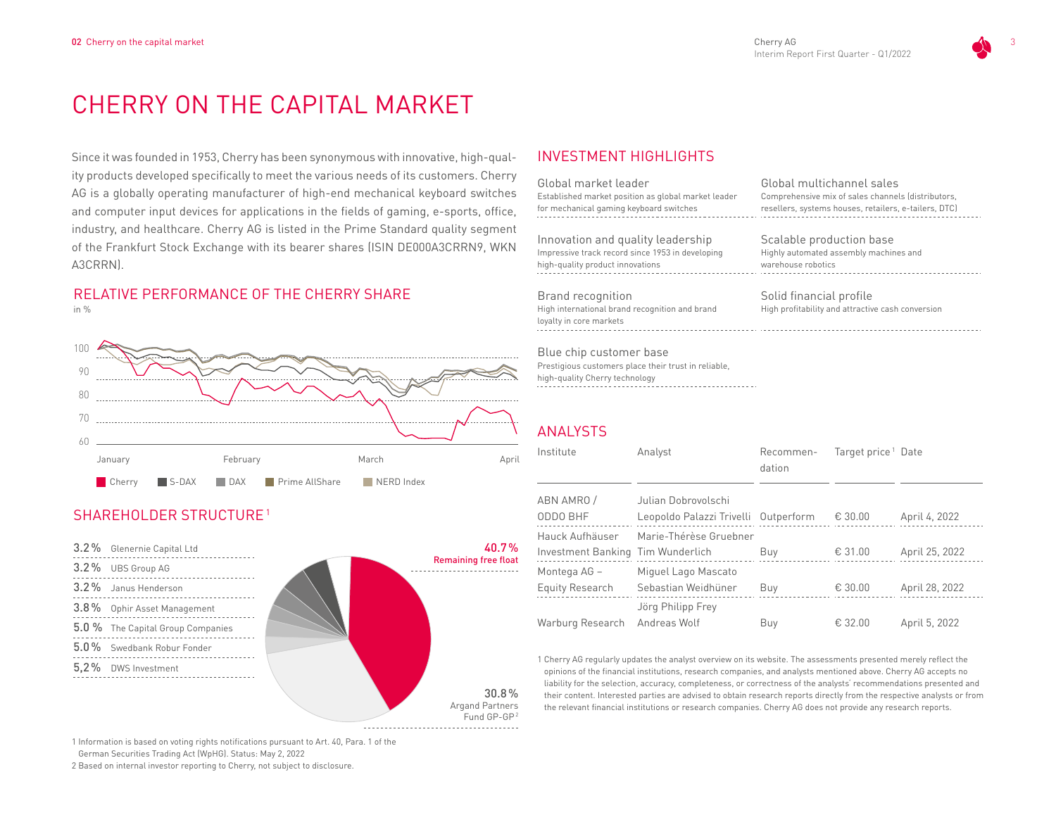# CHERRY ON THE CAPITAL MARKET

Since it was founded in 1953, Cherry has been synonymous with innovative, high-quality products developed specifically to meet the various needs of its customers. Cherry AG is a globally operating manufacturer of high-end mechanical keyboard switches and computer input devices for applications in the fields of gaming, e-sports, office, industry, and healthcare. Cherry AG is listed in the Prime Standard quality segment of the Frankfurt Stock Exchange with its bearer shares (ISIN DE000A3CRRN9, WKN A3CRRN).

## RELATIVE PERFORMANCE OF THE CHERRY SHARE

in %

100
90
80
70
60

January February March April

Cherry S-DAX DAX Prime AllShare NERD Index

## SHAREHOLDER STRUCTURE[1]

- 3.2% Glenernie Capital Ltd
- 3.2% UBS Group AG
- 3.2% Janus Henderson
- 3.8% Ophir Asset Management
- 5.0 % The Capital Group Companies
- 5.0% Swedbank Robur Fonder
- 5,2% DWS Investment

40.7% Remaining free float

30.8% Argand Partners Fund GP-GP[2]

1 Information is based on voting rights notifications pursuant to Art. 40, Para. 1 of the German Securities Trading Act (WpHG). Status: May 2, 2022

2 Based on internal investor reporting to Cherry, not subject to disclosure.

## INVESTMENT HIGHLIGHTS

**Global market leader**
Established market position as global market leader for mechanical gaming keyboard switches

**Global multichannel sales**
Comprehensive mix of sales channels (distributors, resellers, systems houses, retailers, e-tailers, DTC)

**Innovation and quality leadership**
Impressive track record since 1953 in developing high-quality product innovations

**Scalable production base**
Highly automated assembly machines and warehouse robotics

**Brand recognition**
High international brand recognition and brand loyalty in core markets

**Solid financial profile**
High profitability and attractive cash conversion

**Blue chip customer base**
Prestigious customers place their trust in reliable, high-quality Cherry technology

## ANALYSTS

| Institute | Analyst | Recommendation | Target price[1] | Date |
|---|---|---|---|---|
| ABN AMRO / ODDO BHF | Julian Dobrovolschi, Leopoldo Palazzi Trivelli | Outperform | € 30.00 | April 4, 2022 |
| Hauck Aufhäuser Investment Banking | Marie-Thérèse Gruebner, Tim Wunderlich | Buy | € 31.00 | April 25, 2022 |
| Montega AG – Equity Research | Miguel Lago Mascato, Sebastian Weidhüner | Buy | € 30.00 | April 28, 2022 |
| Warburg Research | Jörg Philipp Frey, Andreas Wolf | Buy | € 32.00 | April 5, 2022 |

1 Cherry AG regularly updates the analyst overview on its website. The assessments presented merely reflect the opinions of the financial institutions, research companies, and analysts mentioned above. Cherry AG accepts no liability for the selection, accuracy, completeness, or correctness of the analysts' recommendations presented and their content. Interested parties are advised to obtain research reports directly from the respective analysts or from the relevant financial institutions or research companies. Cherry AG does not provide any research reports.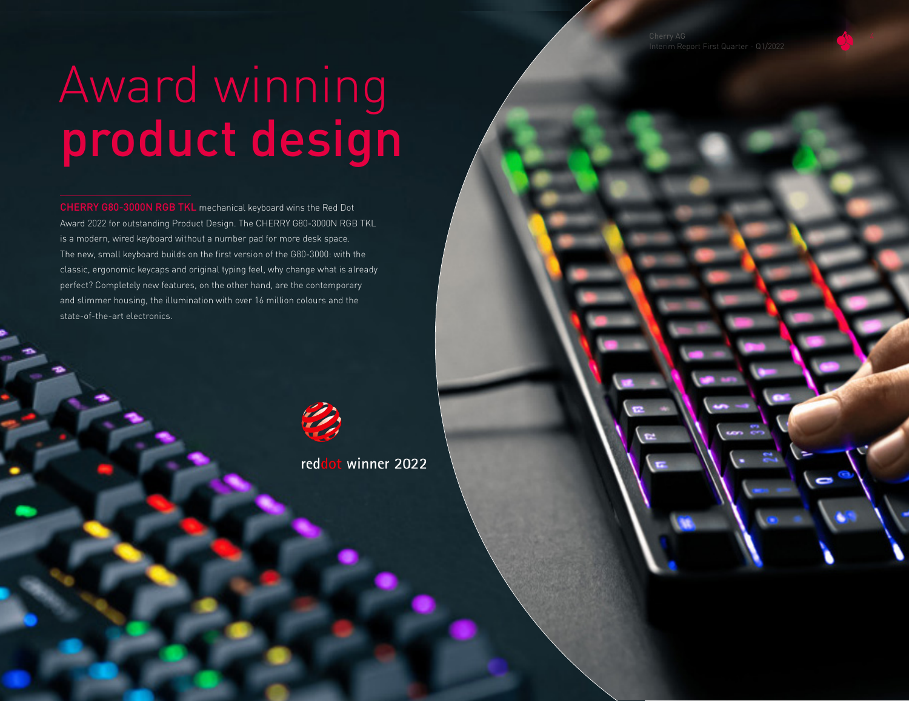# Award winning **product design**

**CHERRY G80-3000N RGB TKL** mechanical keyboard wins the Red Dot Award 2022 for outstanding Product Design. The CHERRY G80-3000N RGB TKL is a modern, wired keyboard without a number pad for more desk space. The new, small keyboard builds on the first version of the G80-3000: with the classic, ergonomic keycaps and original typing feel, why change what is already perfect? Completely new features, on the other hand, are the contemporary and slimmer housing, the illumination with over 16 million colours and the state-of-the-art electronics.

reddot winner 2022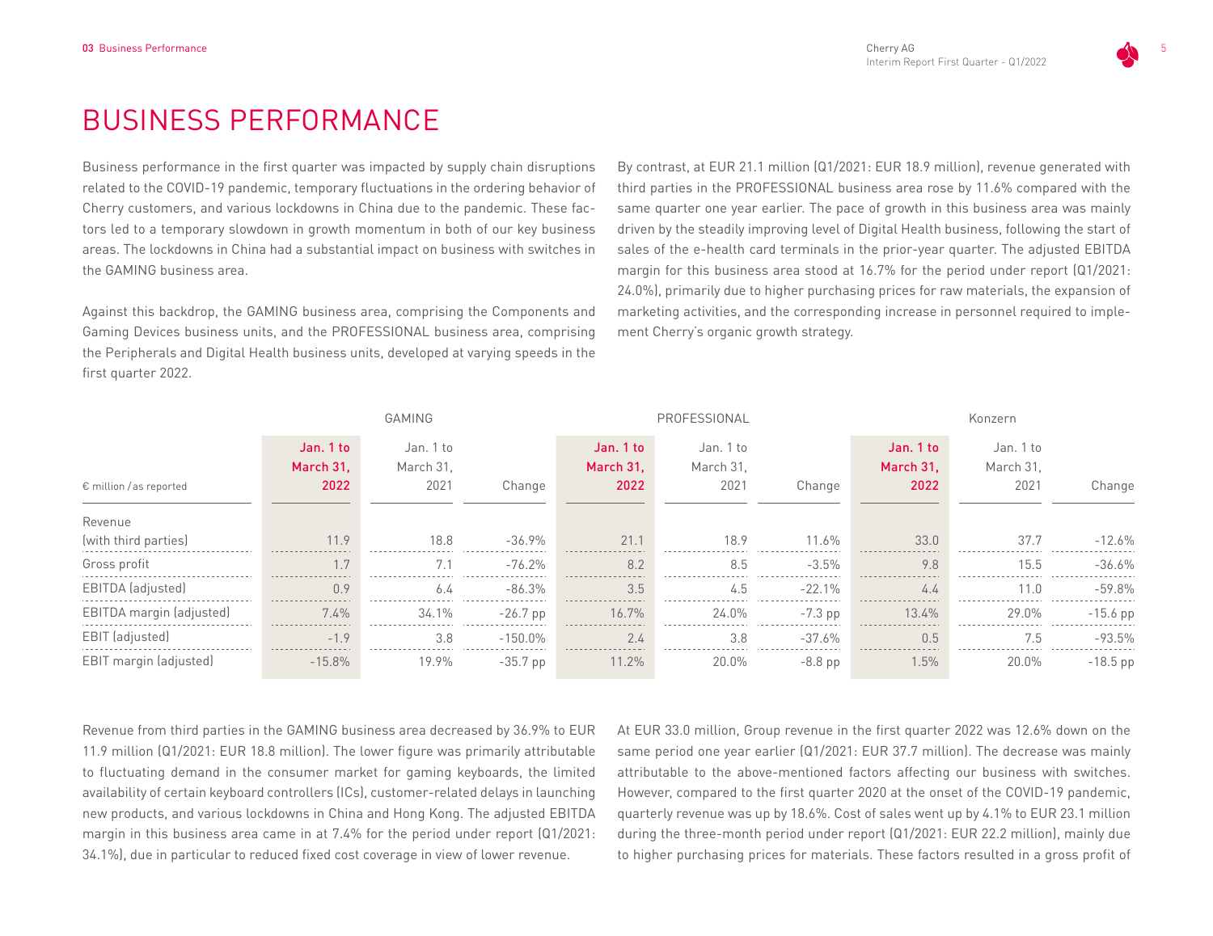# BUSINESS PERFORMANCE

Business performance in the first quarter was impacted by supply chain disruptions related to the COVID-19 pandemic, temporary fluctuations in the ordering behavior of Cherry customers, and various lockdowns in China due to the pandemic. These factors led to a temporary slowdown in growth momentum in both of our key business areas. The lockdowns in China had a substantial impact on business with switches in the GAMING business area.

Against this backdrop, the GAMING business area, comprising the Components and Gaming Devices business units, and the PROFESSIONAL business area, comprising the Peripherals and Digital Health business units, developed at varying speeds in the first quarter 2022.

By contrast, at EUR 21.1 million (Q1/2021: EUR 18.9 million), revenue generated with third parties in the PROFESSIONAL business area rose by 11.6% compared with the same quarter one year earlier. The pace of growth in this business area was mainly driven by the steadily improving level of Digital Health business, following the start of sales of the e-health card terminals in the prior-year quarter. The adjusted EBITDA margin for this business area stood at 16.7% for the period under report (Q1/2021: 24.0%), primarily due to higher purchasing prices for raw materials, the expansion of marketing activities, and the corresponding increase in personnel required to implement Cherry's organic growth strategy.

| | GAMING | | | PROFESSIONAL | | | Konzern | | |
|---|---|---|---|---|---|---|---|---|---|
| € million / as reported | **Jan. 1 to March 31, 2022** | Jan. 1 to March 31, 2021 | Change | **Jan. 1 to March 31, 2022** | Jan. 1 to March 31, 2021 | Change | **Jan. 1 to March 31, 2022** | Jan. 1 to March 31, 2021 | Change |
| Revenue (with third parties) | 11.9 | 18.8 | -36.9% | 21.1 | 18.9 | 11.6% | 33.0 | 37.7 | -12.6% |
| Gross profit | 1.7 | 7.1 | -76.2% | 8.2 | 8.5 | -3.5% | 9.8 | 15.5 | -36.6% |
| EBITDA (adjusted) | 0.9 | 6.4 | -86.3% | 3.5 | 4.5 | -22.1% | 4.4 | 11.0 | -59.8% |
| EBITDA margin (adjusted) | 7.4% | 34.1% | -26.7 pp | 16.7% | 24.0% | -7.3 pp | 13.4% | 29.0% | -15.6 pp |
| EBIT (adjusted) | -1.9 | 3.8 | -150.0% | 2.4 | 3.8 | -37.6% | 0.5 | 7.5 | -93.5% |
| EBIT margin (adjusted) | -15.8% | 19.9% | -35.7 pp | 11.2% | 20.0% | -8.8 pp | 1.5% | 20.0% | -18.5 pp |

Revenue from third parties in the GAMING business area decreased by 36.9% to EUR 11.9 million (Q1/2021: EUR 18.8 million). The lower figure was primarily attributable to fluctuating demand in the consumer market for gaming keyboards, the limited availability of certain keyboard controllers (ICs), customer-related delays in launching new products, and various lockdowns in China and Hong Kong. The adjusted EBITDA margin in this business area came in at 7.4% for the period under report (Q1/2021: 34.1%), due in particular to reduced fixed cost coverage in view of lower revenue.

At EUR 33.0 million, Group revenue in the first quarter 2022 was 12.6% down on the same period one year earlier (Q1/2021: EUR 37.7 million). The decrease was mainly attributable to the above-mentioned factors affecting our business with switches. However, compared to the first quarter 2020 at the onset of the COVID-19 pandemic, quarterly revenue was up by 18.6%. Cost of sales went up by 4.1% to EUR 23.1 million during the three-month period under report (Q1/2021: EUR 22.2 million), mainly due to higher purchasing prices for materials. These factors resulted in a gross profit of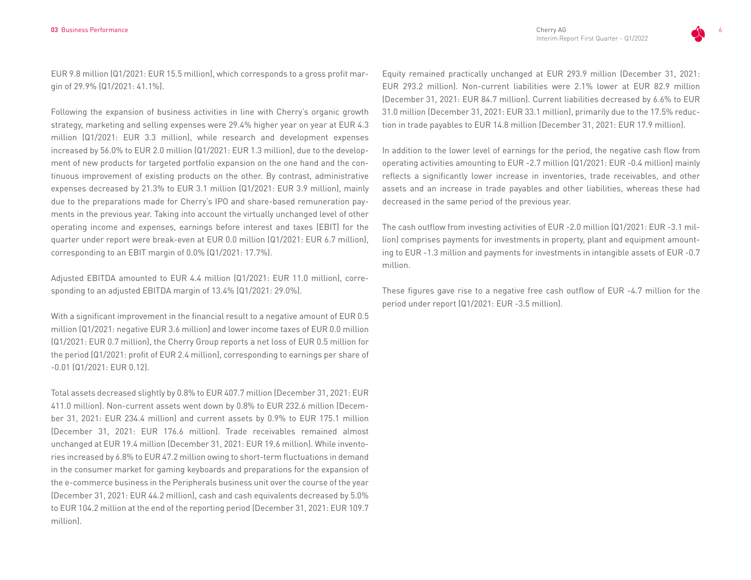EUR 9.8 million (Q1/2021: EUR 15.5 million), which corresponds to a gross profit margin of 29.9% (Q1/2021: 41.1%).

Following the expansion of business activities in line with Cherry's organic growth strategy, marketing and selling expenses were 29.4% higher year on year at EUR 4.3 million (Q1/2021: EUR 3.3 million), while research and development expenses increased by 56.0% to EUR 2.0 million (Q1/2021: EUR 1.3 million), due to the development of new products for targeted portfolio expansion on the one hand and the continuous improvement of existing products on the other. By contrast, administrative expenses decreased by 21.3% to EUR 3.1 million (Q1/2021: EUR 3.9 million), mainly due to the preparations made for Cherry's IPO and share-based remuneration payments in the previous year. Taking into account the virtually unchanged level of other operating income and expenses, earnings before interest and taxes (EBIT) for the quarter under report were break-even at EUR 0.0 million (Q1/2021: EUR 6.7 million), corresponding to an EBIT margin of 0.0% (Q1/2021: 17.7%).

Adjusted EBITDA amounted to EUR 4.4 million (Q1/2021: EUR 11.0 million), corresponding to an adjusted EBITDA margin of 13.4% (Q1/2021: 29.0%).

With a significant improvement in the financial result to a negative amount of EUR 0.5 million (Q1/2021: negative EUR 3.6 million) and lower income taxes of EUR 0.0 million (Q1/2021: EUR 0.7 million), the Cherry Group reports a net loss of EUR 0.5 million for the period (Q1/2021: profit of EUR 2.4 million), corresponding to earnings per share of -0.01 (Q1/2021: EUR 0.12).

Total assets decreased slightly by 0.8% to EUR 407.7 million (December 31, 2021: EUR 411.0 million). Non-current assets went down by 0.8% to EUR 232.6 million (December 31, 2021: EUR 234.4 million) and current assets by 0.9% to EUR 175.1 million (December 31, 2021: EUR 176.6 million). Trade receivables remained almost unchanged at EUR 19.4 million (December 31, 2021: EUR 19.6 million). While inventories increased by 6.8% to EUR 47.2 million owing to short-term fluctuations in demand in the consumer market for gaming keyboards and preparations for the expansion of the e-commerce business in the Peripherals business unit over the course of the year (December 31, 2021: EUR 44.2 million), cash and cash equivalents decreased by 5.0% to EUR 104.2 million at the end of the reporting period (December 31, 2021: EUR 109.7 million).

Equity remained practically unchanged at EUR 293.9 million (December 31, 2021: EUR 293.2 million). Non-current liabilities were 2.1% lower at EUR 82.9 million (December 31, 2021: EUR 84.7 million). Current liabilities decreased by 6.6% to EUR 31.0 million (December 31, 2021: EUR 33.1 million), primarily due to the 17.5% reduction in trade payables to EUR 14.8 million (December 31, 2021: EUR 17.9 million).

In addition to the lower level of earnings for the period, the negative cash flow from operating activities amounting to EUR -2.7 million (Q1/2021: EUR -0.4 million) mainly reflects a significantly lower increase in inventories, trade receivables, and other assets and an increase in trade payables and other liabilities, whereas these had decreased in the same period of the previous year.

The cash outflow from investing activities of EUR -2.0 million (Q1/2021: EUR -3.1 million) comprises payments for investments in property, plant and equipment amounting to EUR -1.3 million and payments for investments in intangible assets of EUR -0.7 million.

These figures gave rise to a negative free cash outflow of EUR -4.7 million for the period under report (Q1/2021: EUR -3.5 million).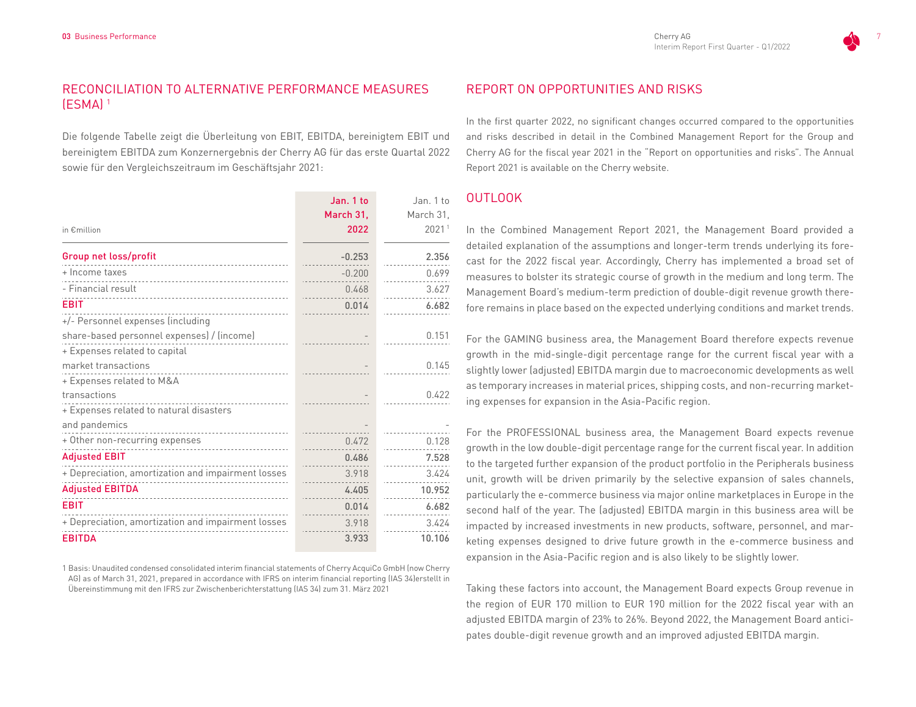## RECONCILIATION TO ALTERNATIVE PERFORMANCE MEASURES (ESMA) [1]

Die folgende Tabelle zeigt die Überleitung von EBIT, EBITDA, bereinigtem EBIT und bereinigtem EBITDA zum Konzernergebnis der Cherry AG für das erste Quartal 2022 sowie für den Vergleichszeitraum im Geschäftsjahr 2021:

| in €million | Jan. 1 to March 31, 2022 | Jan. 1 to March 31, 2021 [1] |
|---|---|---|
| **Group net loss/profit** | **-0.253** | **2.356** |
| + Income taxes | -0.200 | 0.699 |
| - Financial result | 0.468 | 3.627 |
| **EBIT** | **0.014** | **6.682** |
| +/- Personnel expenses (including share-based personnel expenses) / (income) | - | 0.151 |
| + Expenses related to capital market transactions | - | 0.145 |
| + Expenses related to M&A transactions | - | 0.422 |
| + Expenses related to natural disasters and pandemics | - | - |
| + Other non-recurring expenses | 0.472 | 0.128 |
| **Adjusted EBIT** | **0.486** | **7.528** |
| + Depreciation, amortization and impairment losses | 3.918 | 3.424 |
| **Adjusted EBITDA** | **4.405** | **10.952** |
| **EBIT** | **0.014** | **6.682** |
| + Depreciation, amortization and impairment losses | 3.918 | 3.424 |
| **EBITDA** | **3.933** | **10.106** |

1 Basis: Unaudited condensed consolidated interim financial statements of Cherry AcquiCo GmbH (now Cherry AG) as of March 31, 2021, prepared in accordance with IFRS on interim financial reporting (IAS 34)erstellt in Übereinstimmung mit den IFRS zur Zwischenberichterstattung (IAS 34) zum 31. März 2021

## REPORT ON OPPORTUNITIES AND RISKS

In the first quarter 2022, no significant changes occurred compared to the opportunities and risks described in detail in the Combined Management Report for the Group and Cherry AG for the fiscal year 2021 in the "Report on opportunities and risks". The Annual Report 2021 is available on the Cherry website.

## OUTLOOK

In the Combined Management Report 2021, the Management Board provided a detailed explanation of the assumptions and longer-term trends underlying its forecast for the 2022 fiscal year. Accordingly, Cherry has implemented a broad set of measures to bolster its strategic course of growth in the medium and long term. The Management Board's medium-term prediction of double-digit revenue growth therefore remains in place based on the expected underlying conditions and market trends.

For the GAMING business area, the Management Board therefore expects revenue growth in the mid-single-digit percentage range for the current fiscal year with a slightly lower (adjusted) EBITDA margin due to macroeconomic developments as well as temporary increases in material prices, shipping costs, and non-recurring marketing expenses for expansion in the Asia-Pacific region.

For the PROFESSIONAL business area, the Management Board expects revenue growth in the low double-digit percentage range for the current fiscal year. In addition to the targeted further expansion of the product portfolio in the Peripherals business unit, growth will be driven primarily by the selective expansion of sales channels, particularly the e-commerce business via major online marketplaces in Europe in the second half of the year. The (adjusted) EBITDA margin in this business area will be impacted by increased investments in new products, software, personnel, and marketing expenses designed to drive future growth in the e-commerce business and expansion in the Asia-Pacific region and is also likely to be slightly lower.

Taking these factors into account, the Management Board expects Group revenue in the region of EUR 170 million to EUR 190 million for the 2022 fiscal year with an adjusted EBITDA margin of 23% to 26%. Beyond 2022, the Management Board anticipates double-digit revenue growth and an improved adjusted EBITDA margin.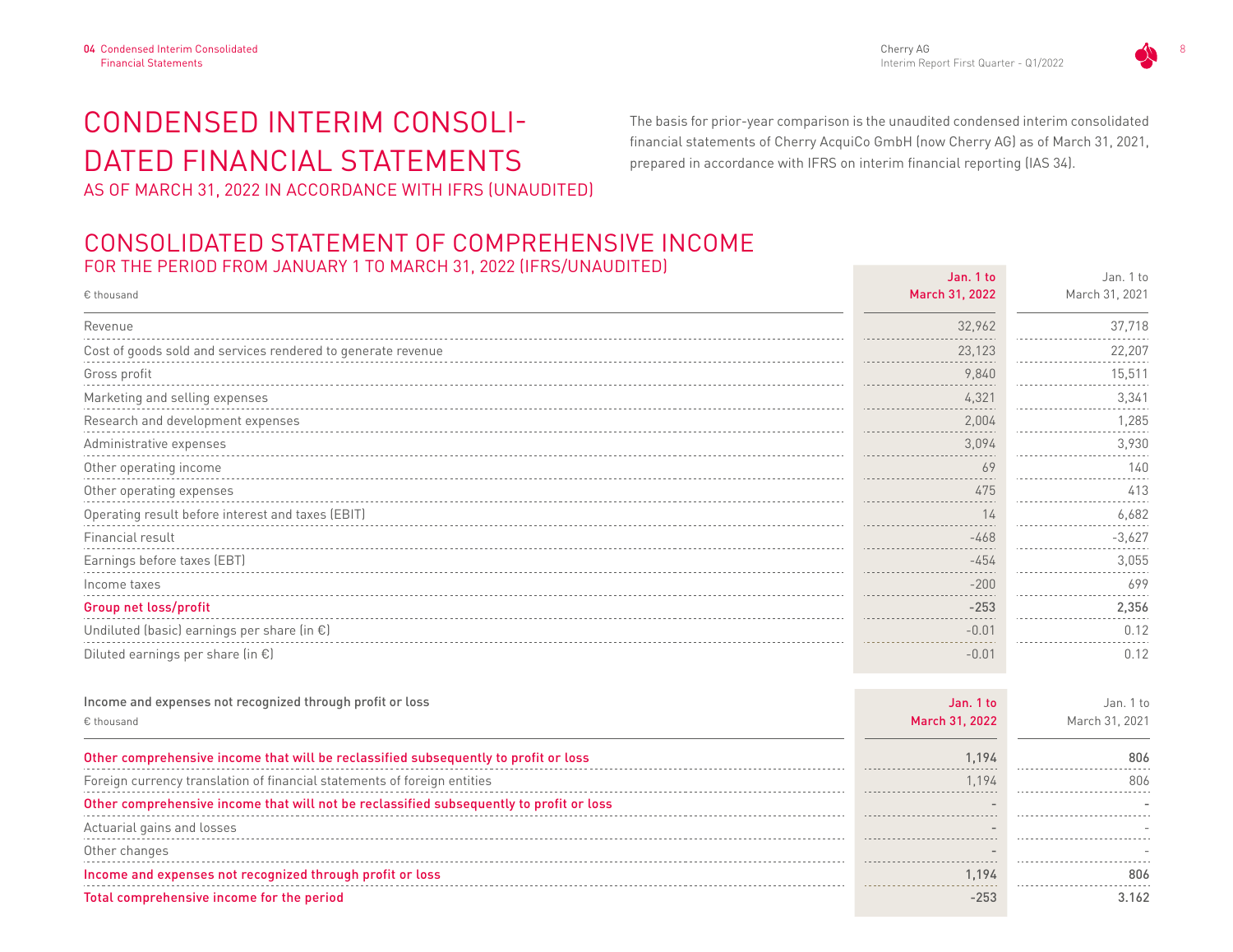# CONDENSED INTERIM CONSOLIDATED FINANCIAL STATEMENTS

AS OF MARCH 31, 2022 IN ACCORDANCE WITH IFRS (UNAUDITED)

The basis for prior-year comparison is the unaudited condensed interim consolidated financial statements of Cherry AcquiCo GmbH (now Cherry AG) as of March 31, 2021, prepared in accordance with IFRS on interim financial reporting (IAS 34).

## CONSOLIDATED STATEMENT OF COMPREHENSIVE INCOME

FOR THE PERIOD FROM JANUARY 1 TO MARCH 31, 2022 (IFRS/UNAUDITED)

| € thousand | Jan. 1 to March 31, 2022 | Jan. 1 to March 31, 2021 |
|---|---|---|
| Revenue | 32,962 | 37,718 |
| Cost of goods sold and services rendered to generate revenue | 23,123 | 22,207 |
| Gross profit | 9,840 | 15,511 |
| Marketing and selling expenses | 4,321 | 3,341 |
| Research and development expenses | 2,004 | 1,285 |
| Administrative expenses | 3,094 | 3,930 |
| Other operating income | 69 | 140 |
| Other operating expenses | 475 | 413 |
| Operating result before interest and taxes (EBIT) | 14 | 6,682 |
| Financial result | -468 | -3,627 |
| Earnings before taxes (EBT) | -454 | 3,055 |
| Income taxes | -200 | 699 |
| **Group net loss/profit** | **-253** | **2,356** |
| Undiluted (basic) earnings per share (in €) | -0.01 | 0.12 |
| Diluted earnings per share (in €) | -0.01 | 0.12 |

| Income and expenses not recognized through profit or loss<br>€ thousand | Jan. 1 to March 31, 2022 | Jan. 1 to March 31, 2021 |
|---|---|---|
| **Other comprehensive income that will be reclassified subsequently to profit or loss** | **1,194** | **806** |
| Foreign currency translation of financial statements of foreign entities | 1,194 | 806 |
| **Other comprehensive income that will not be reclassified subsequently to profit or loss** | **-** | **-** |
| Actuarial gains and losses | - | - |
| Other changes | - | - |
| **Income and expenses not recognized through profit or loss** | **1,194** | **806** |
| **Total comprehensive income for the period** | **-253** | **3.162** |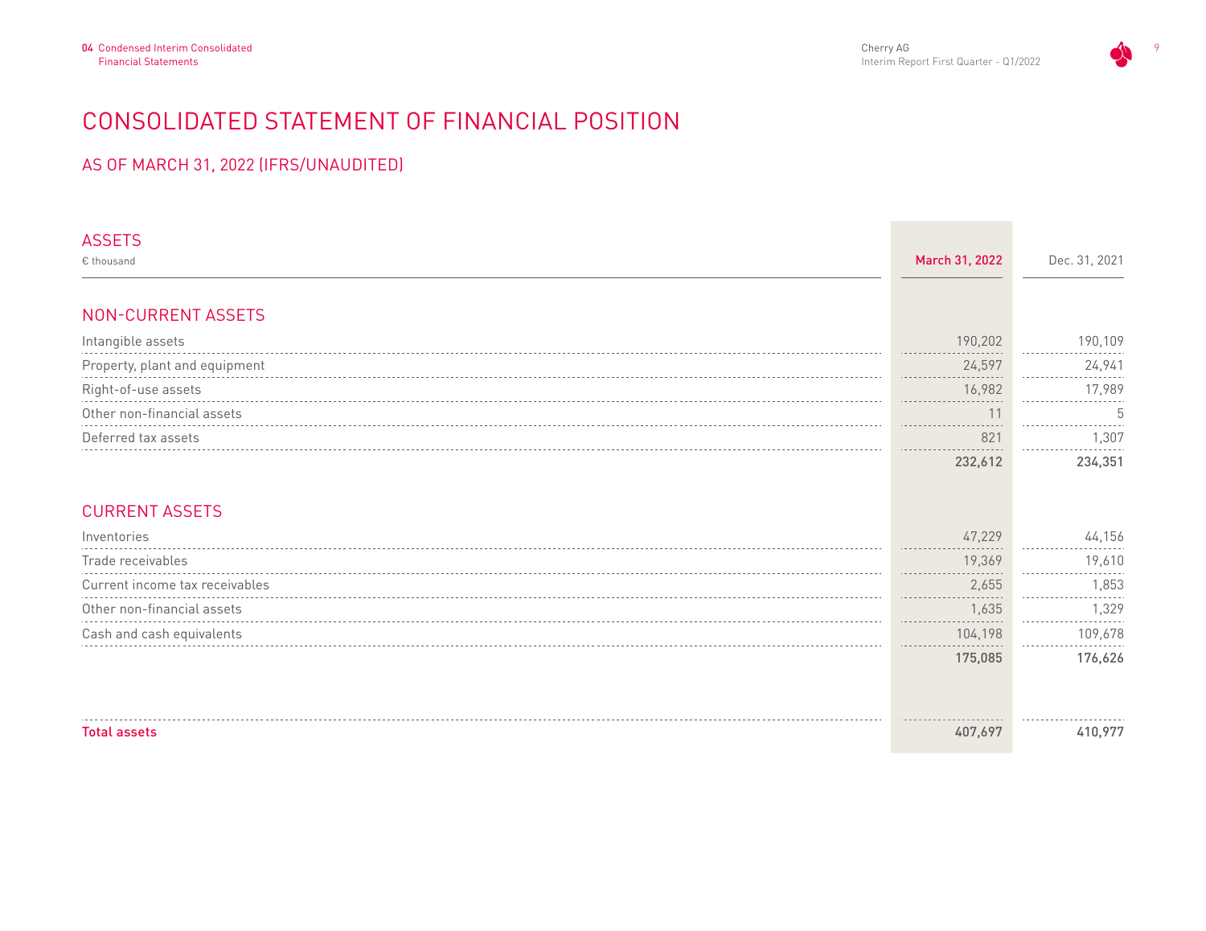# CONSOLIDATED STATEMENT OF FINANCIAL POSITION

## AS OF MARCH 31, 2022 (IFRS/UNAUDITED)

| ASSETS<br>€ thousand | March 31, 2022 | Dec. 31, 2021 |
|---|---|---|
| **NON-CURRENT ASSETS** | | |
| Intangible assets | 190,202 | 190,109 |
| Property, plant and equipment | 24,597 | 24,941 |
| Right-of-use assets | 16,982 | 17,989 |
| Other non-financial assets | 11 | 5 |
| Deferred tax assets | 821 | 1,307 |
| | **232,612** | **234,351** |
| **CURRENT ASSETS** | | |
| Inventories | 47,229 | 44,156 |
| Trade receivables | 19,369 | 19,610 |
| Current income tax receivables | 2,655 | 1,853 |
| Other non-financial assets | 1,635 | 1,329 |
| Cash and cash equivalents | 104,198 | 109,678 |
| | **175,085** | **176,626** |
| **Total assets** | **407,697** | **410,977** |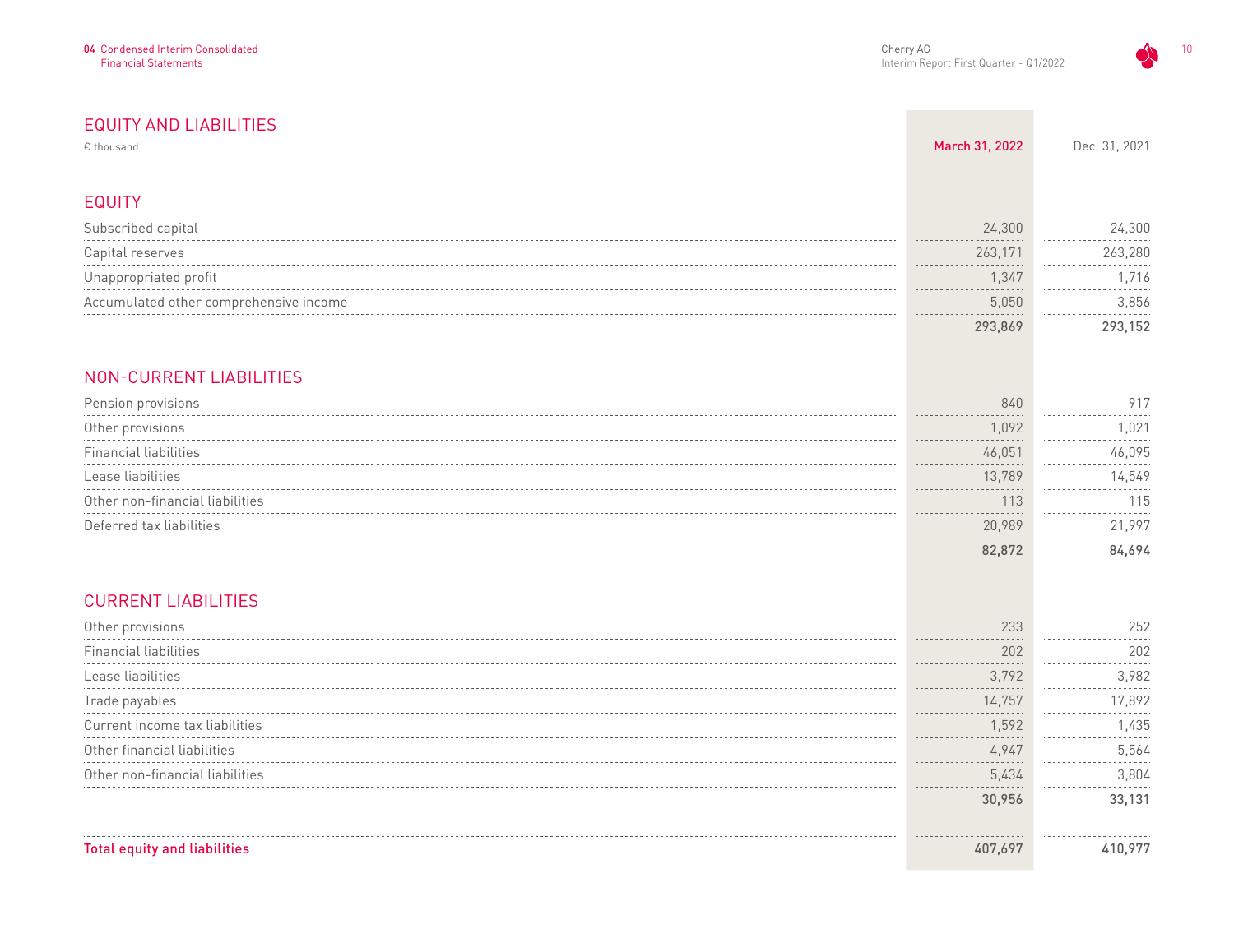## EQUITY AND LIABILITIES

| € thousand | March 31, 2022 | Dec. 31, 2021 |
|---|---|---|
| **EQUITY** | | |
| Subscribed capital | 24,300 | 24,300 |
| Capital reserves | 263,171 | 263,280 |
| Unappropriated profit | 1,347 | 1,716 |
| Accumulated other comprehensive income | 5,050 | 3,856 |
| | **293,869** | **293,152** |
| **NON-CURRENT LIABILITIES** | | |
| Pension provisions | 840 | 917 |
| Other provisions | 1,092 | 1,021 |
| Financial liabilities | 46,051 | 46,095 |
| Lease liabilities | 13,789 | 14,549 |
| Other non-financial liabilities | 113 | 115 |
| Deferred tax liabilities | 20,989 | 21,997 |
| | **82,872** | **84,694** |
| **CURRENT LIABILITIES** | | |
| Other provisions | 233 | 252 |
| Financial liabilities | 202 | 202 |
| Lease liabilities | 3,792 | 3,982 |
| Trade payables | 14,757 | 17,892 |
| Current income tax liabilities | 1,592 | 1,435 |
| Other financial liabilities | 4,947 | 5,564 |
| Other non-financial liabilities | 5,434 | 3,804 |
| | **30,956** | **33,131** |
| **Total equity and liabilities** | **407,697** | **410,977** |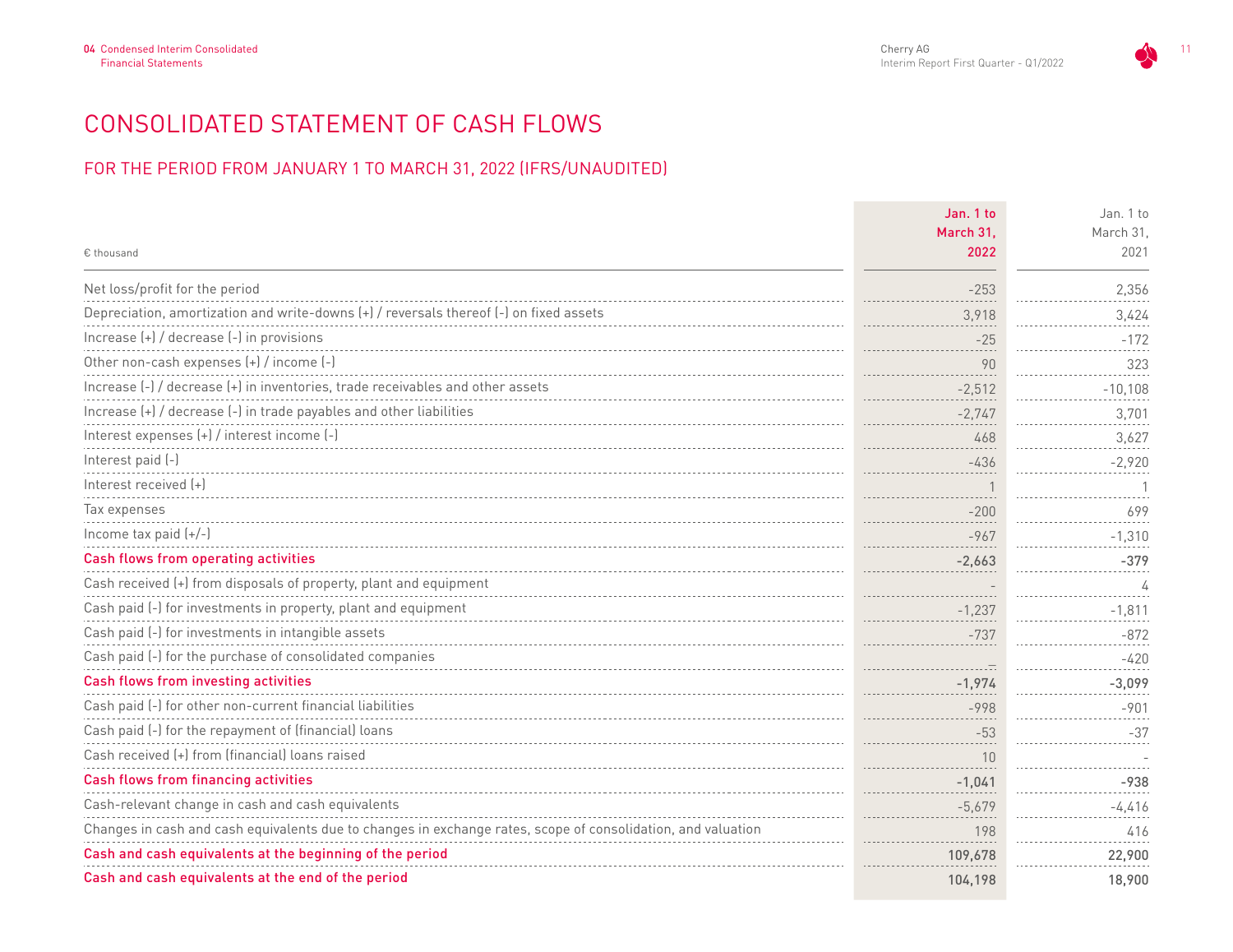# CONSOLIDATED STATEMENT OF CASH FLOWS

## FOR THE PERIOD FROM JANUARY 1 TO MARCH 31, 2022 (IFRS/UNAUDITED)

| € thousand | Jan. 1 to March 31, 2022 | Jan. 1 to March 31, 2021 |
|---|---|---|
| Net loss/profit for the period | -253 | 2,356 |
| Depreciation, amortization and write-downs (+) / reversals thereof (-) on fixed assets | 3,918 | 3,424 |
| Increase (+) / decrease (-) in provisions | -25 | -172 |
| Other non-cash expenses (+) / income (-) | 90 | 323 |
| Increase (-) / decrease (+) in inventories, trade receivables and other assets | -2,512 | -10,108 |
| Increase (+) / decrease (-) in trade payables and other liabilities | -2,747 | 3,701 |
| Interest expenses (+) / interest income (-) | 468 | 3,627 |
| Interest paid (-) | -436 | -2,920 |
| Interest received (+) | 1 | 1 |
| Tax expenses | -200 | 699 |
| Income tax paid (+/-) | -967 | -1,310 |
| **Cash flows from operating activities** | **-2,663** | **-379** |
| Cash received (+) from disposals of property, plant and equipment | - | 4 |
| Cash paid (-) for investments in property, plant and equipment | -1,237 | -1,811 |
| Cash paid (-) for investments in intangible assets | -737 | -872 |
| Cash paid (-) for the purchase of consolidated companies | – | -420 |
| **Cash flows from investing activities** | **-1,974** | **-3,099** |
| Cash paid (-) for other non-current financial liabilities | -998 | -901 |
| Cash paid (-) for the repayment of (financial) loans | -53 | -37 |
| Cash received (+) from (financial) loans raised | 10 | - |
| **Cash flows from financing activities** | **-1,041** | **-938** |
| Cash-relevant change in cash and cash equivalents | -5,679 | -4,416 |
| Changes in cash and cash equivalents due to changes in exchange rates, scope of consolidation, and valuation | 198 | 416 |
| **Cash and cash equivalents at the beginning of the period** | **109,678** | **22,900** |
| **Cash and cash equivalents at the end of the period** | **104,198** | **18,900** |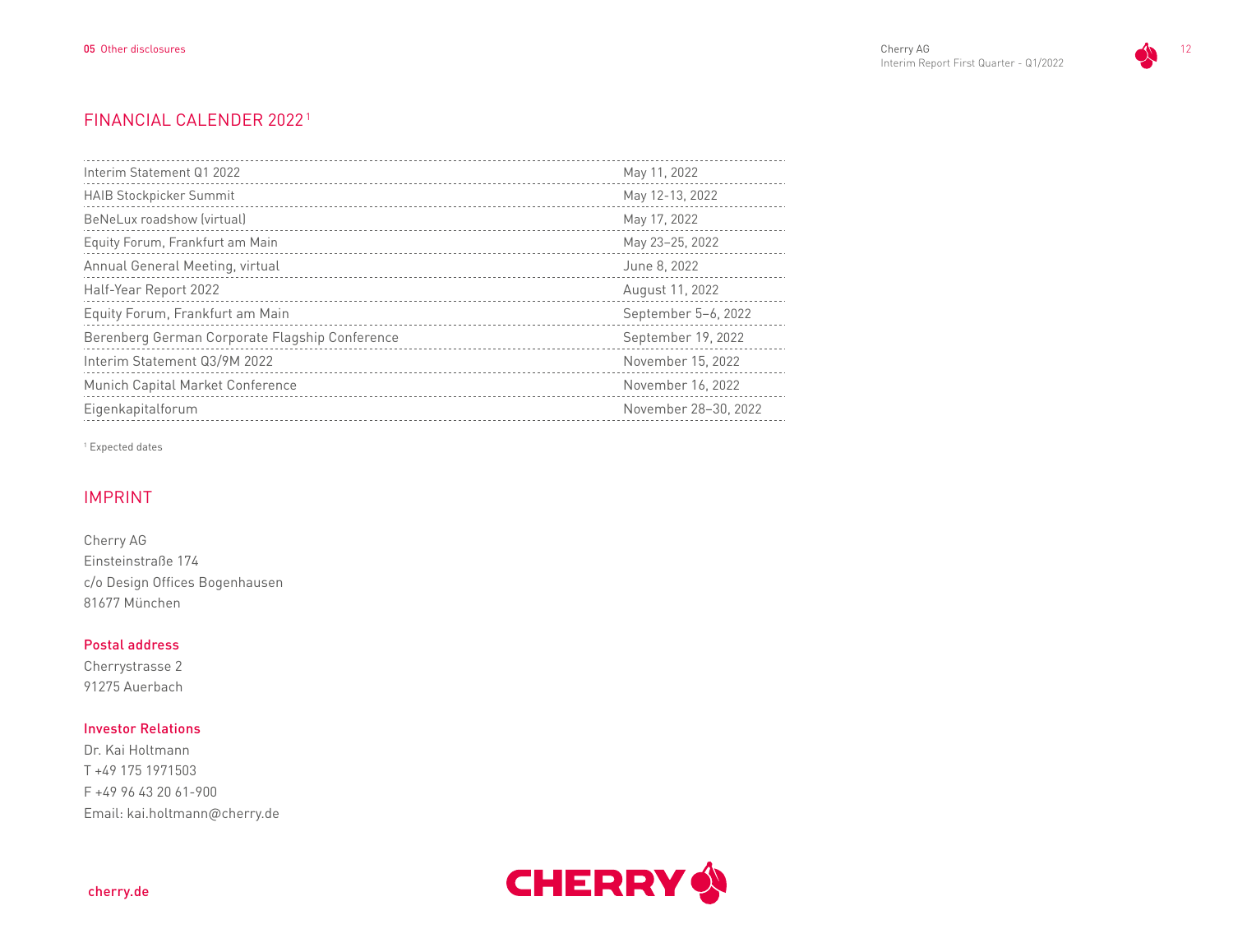## FINANCIAL CALENDAR 2022[1]

| | |
|---|---|
| Interim Statement Q1 2022 | May 11, 2022 |
| HAIB Stockpicker Summit | May 12-13, 2022 |
| BeNeLux roadshow (virtual) | May 17, 2022 |
| Equity Forum, Frankfurt am Main | May 23–25, 2022 |
| Annual General Meeting, virtual | June 8, 2022 |
| Half-Year Report 2022 | August 11, 2022 |
| Equity Forum, Frankfurt am Main | September 5–6, 2022 |
| Berenberg German Corporate Flagship Conference | September 19, 2022 |
| Interim Statement Q3/9M 2022 | November 15, 2022 |
| Munich Capital Market Conference | November 16, 2022 |
| Eigenkapitalforum | November 28–30, 2022 |

[1] Expected dates

## IMPRINT

Cherry AG
Einsteinstraße 174
c/o Design Offices Bogenhausen
81677 München

**Postal address**
Cherrystrasse 2
91275 Auerbach

**Investor Relations**
Dr. Kai Holtmann
T +49 175 1971503
F +49 96 43 20 61-900
Email: kai.holtmann@cherry.de

cherry.de

CHERRY